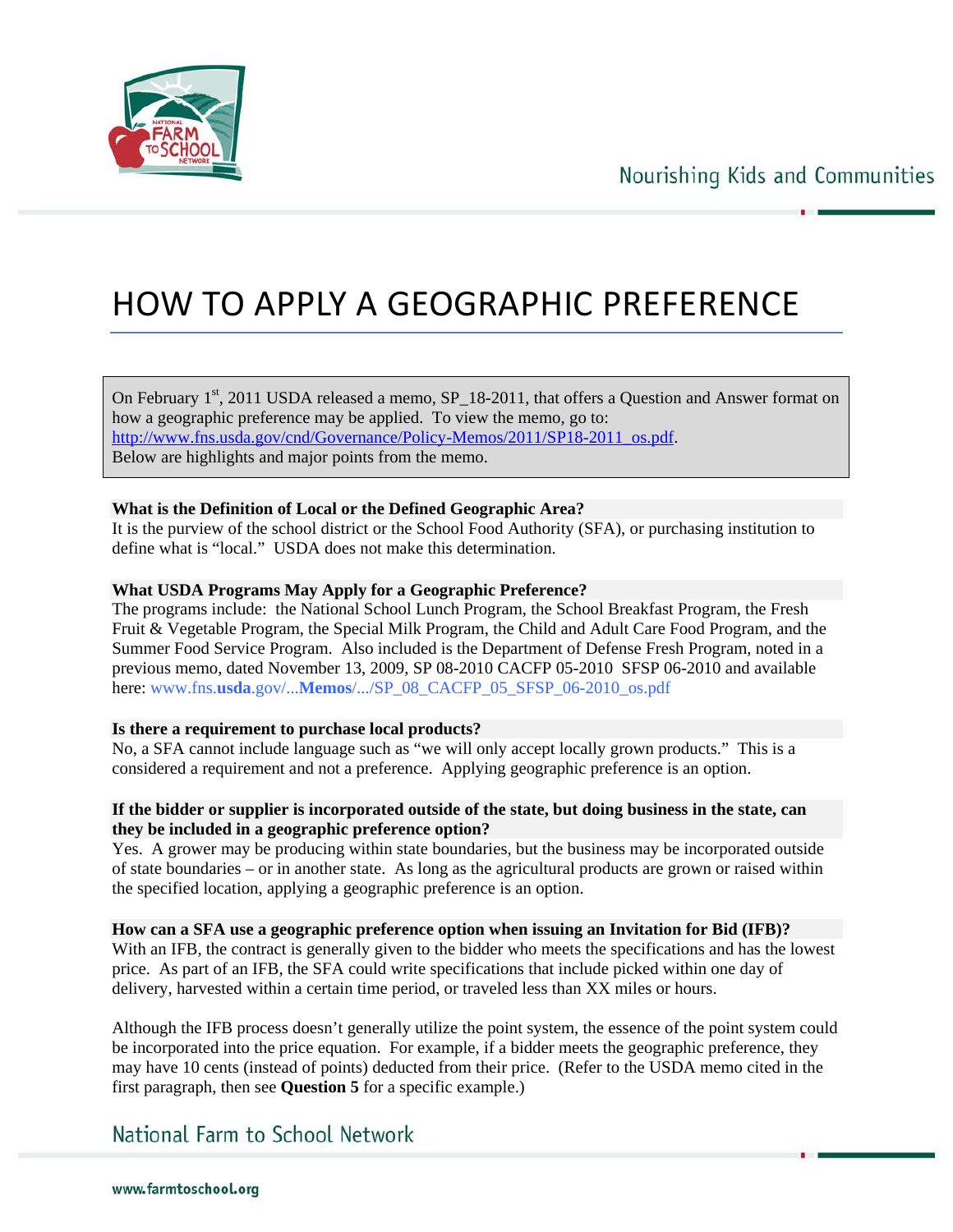# HOW TO APPLY A GEOGRAPHIC PREFERENCE

On February 1st, 2011 USDA released a memo, SP_18-2011, that offers a Question and Answer format on how a geographic preference may be applied. To view the memo, go to: http://www.fns.usda.gov/cnd/Governance/Policy-Memos/2011/SP18-2011_os.pdf.
Below are highlights and major points from the memo.

**What is the Definition of Local or the Defined Geographic Area?**
It is the purview of the school district or the School Food Authority (SFA), or purchasing institution to define what is "local." USDA does not make this determination.

**What USDA Programs May Apply for a Geographic Preference?**
The programs include: the National School Lunch Program, the School Breakfast Program, the Fresh Fruit & Vegetable Program, the Special Milk Program, the Child and Adult Care Food Program, and the Summer Food Service Program. Also included is the Department of Defense Fresh Program, noted in a previous memo, dated November 13, 2009, SP 08-2010 CACFP 05-2010 SFSP 06-2010 and available here: www.fns.usda.gov/...Memos/.../SP_08_CACFP_05_SFSP_06-2010_os.pdf

**Is there a requirement to purchase local products?**
No, a SFA cannot include language such as "we will only accept locally grown products." This is a considered a requirement and not a preference. Applying geographic preference is an option.

**If the bidder or supplier is incorporated outside of the state, but doing business in the state, can they be included in a geographic preference option?**
Yes. A grower may be producing within state boundaries, but the business may be incorporated outside of state boundaries – or in another state. As long as the agricultural products are grown or raised within the specified location, applying a geographic preference is an option.

**How can a SFA use a geographic preference option when issuing an Invitation for Bid (IFB)?**
With an IFB, the contract is generally given to the bidder who meets the specifications and has the lowest price. As part of an IFB, the SFA could write specifications that include picked within one day of delivery, harvested within a certain time period, or traveled less than XX miles or hours.

Although the IFB process doesn't generally utilize the point system, the essence of the point system could be incorporated into the price equation. For example, if a bidder meets the geographic preference, they may have 10 cents (instead of points) deducted from their price. (Refer to the USDA memo cited in the first paragraph, then see **Question 5** for a specific example.)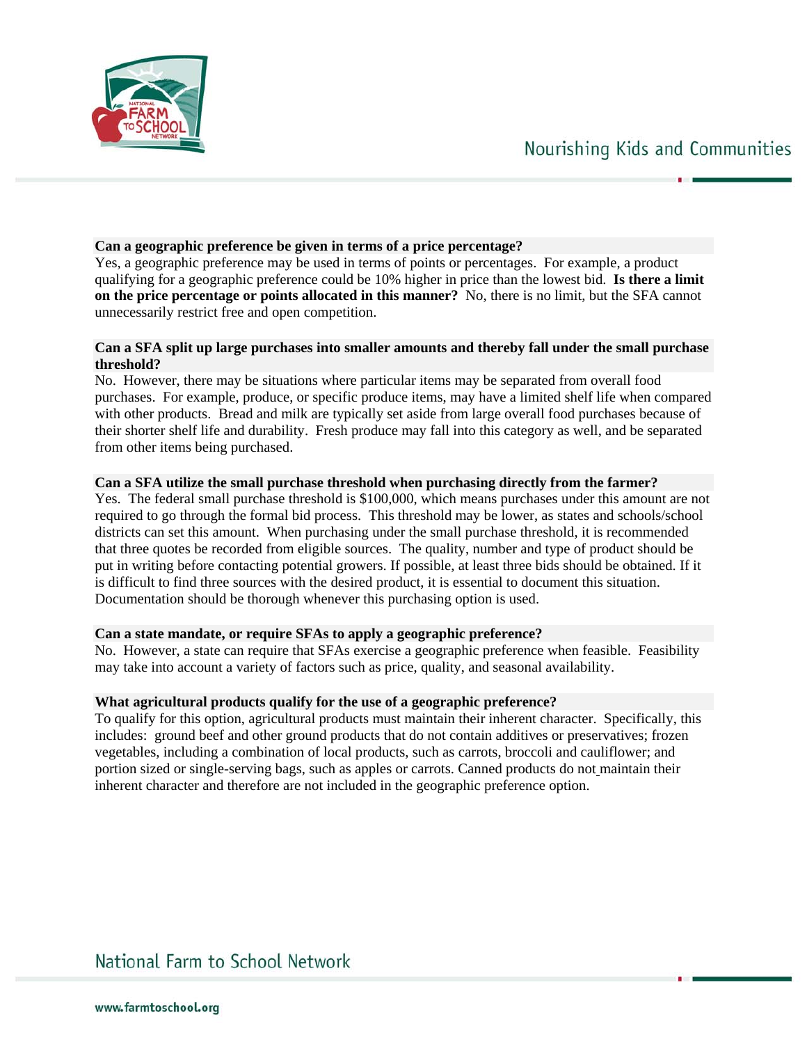**Can a geographic preference be given in terms of a price percentage?**
Yes, a geographic preference may be used in terms of points or percentages. For example, a product qualifying for a geographic preference could be 10% higher in price than the lowest bid. **Is there a limit on the price percentage or points allocated in this manner?** No, there is no limit, but the SFA cannot unnecessarily restrict free and open competition.

**Can a SFA split up large purchases into smaller amounts and thereby fall under the small purchase threshold?**
No. However, there may be situations where particular items may be separated from overall food purchases. For example, produce, or specific produce items, may have a limited shelf life when compared with other products. Bread and milk are typically set aside from large overall food purchases because of their shorter shelf life and durability. Fresh produce may fall into this category as well, and be separated from other items being purchased.

**Can a SFA utilize the small purchase threshold when purchasing directly from the farmer?**
Yes. The federal small purchase threshold is $100,000, which means purchases under this amount are not required to go through the formal bid process. This threshold may be lower, as states and schools/school districts can set this amount. When purchasing under the small purchase threshold, it is recommended that three quotes be recorded from eligible sources. The quality, number and type of product should be put in writing before contacting potential growers. If possible, at least three bids should be obtained. If it is difficult to find three sources with the desired product, it is essential to document this situation. Documentation should be thorough whenever this purchasing option is used.

**Can a state mandate, or require SFAs to apply a geographic preference?**
No. However, a state can require that SFAs exercise a geographic preference when feasible. Feasibility may take into account a variety of factors such as price, quality, and seasonal availability.

**What agricultural products qualify for the use of a geographic preference?**
To qualify for this option, agricultural products must maintain their inherent character. Specifically, this includes: ground beef and other ground products that do not contain additives or preservatives; frozen vegetables, including a combination of local products, such as carrots, broccoli and cauliflower; and portion sized or single-serving bags, such as apples or carrots. Canned products do not maintain their inherent character and therefore are not included in the geographic preference option.